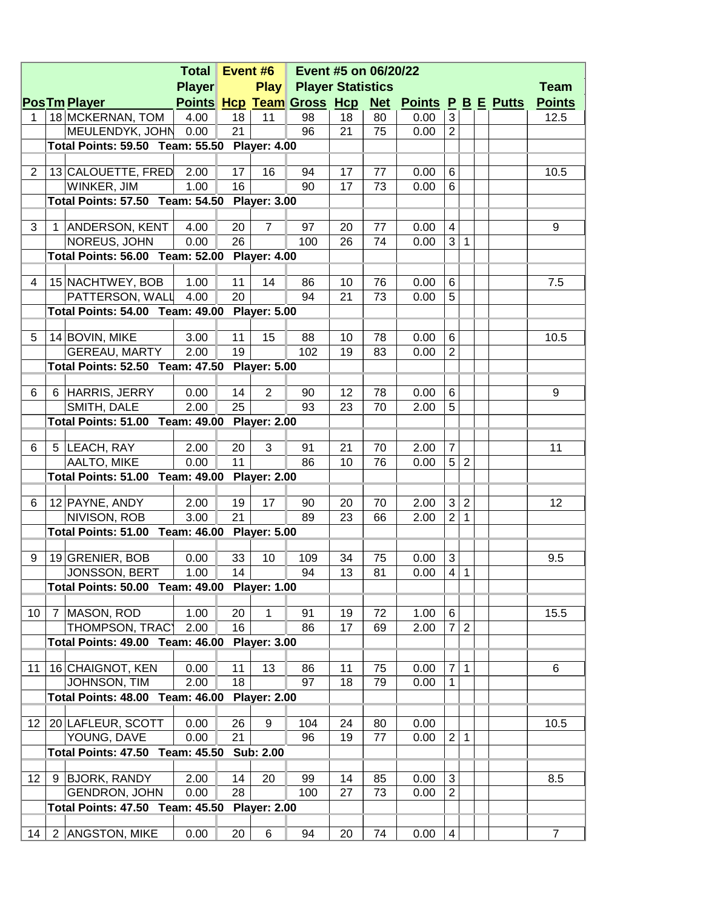| Pos | Tm | Player | Total Player Points | Event #6 Hcp | Play Team | Event #5 on 06/20/22 Gross | Hcp | Net | Points | P | B | E | Putts | Team Points |
|---|---|---|---|---|---|---|---|---|---|---|---|---|---|---|
| 1 | 18 | MCKERNAN, TOM | 4.00 | 18 | 11 | 98 | 18 | 80 | 0.00 | 3 | | | | 12.5 |
| | | MEULENDYK, JOHN | 0.00 | 21 | | 96 | 21 | 75 | 0.00 | 2 | | | | |
| | | **Total Points: 59.50 Team: 55.50 Player: 4.00** | | | | | | | | | | | | |
| 2 | 13 | CALOUETTE, FRED | 2.00 | 17 | 16 | 94 | 17 | 77 | 0.00 | 6 | | | | 10.5 |
| | | WINKER, JIM | 1.00 | 16 | | 90 | 17 | 73 | 0.00 | 6 | | | | |
| | | **Total Points: 57.50 Team: 54.50 Player: 3.00** | | | | | | | | | | | | |
| 3 | 1 | ANDERSON, KENT | 4.00 | 20 | 7 | 97 | 20 | 77 | 0.00 | 4 | | | | 9 |
| | | NOREUS, JOHN | 0.00 | 26 | | 100 | 26 | 74 | 0.00 | 3 | 1 | | | |
| | | **Total Points: 56.00 Team: 52.00 Player: 4.00** | | | | | | | | | | | | |
| 4 | 15 | NACHTWEY, BOB | 1.00 | 11 | 14 | 86 | 10 | 76 | 0.00 | 6 | | | | 7.5 |
| | | PATTERSON, WALL | 4.00 | 20 | | 94 | 21 | 73 | 0.00 | 5 | | | | |
| | | **Total Points: 54.00 Team: 49.00 Player: 5.00** | | | | | | | | | | | | |
| 5 | 14 | BOVIN, MIKE | 3.00 | 11 | 15 | 88 | 10 | 78 | 0.00 | 6 | | | | 10.5 |
| | | GEREAU, MARTY | 2.00 | 19 | | 102 | 19 | 83 | 0.00 | 2 | | | | |
| | | **Total Points: 52.50 Team: 47.50 Player: 5.00** | | | | | | | | | | | | |
| 6 | 6 | HARRIS, JERRY | 0.00 | 14 | 2 | 90 | 12 | 78 | 0.00 | 6 | | | | 9 |
| | | SMITH, DALE | 2.00 | 25 | | 93 | 23 | 70 | 2.00 | 5 | | | | |
| | | **Total Points: 51.00 Team: 49.00 Player: 2.00** | | | | | | | | | | | | |
| 6 | 5 | LEACH, RAY | 2.00 | 20 | 3 | 91 | 21 | 70 | 2.00 | 7 | | | | 11 |
| | | AALTO, MIKE | 0.00 | 11 | | 86 | 10 | 76 | 0.00 | 5 | 2 | | | |
| | | **Total Points: 51.00 Team: 49.00 Player: 2.00** | | | | | | | | | | | | |
| 6 | 12 | PAYNE, ANDY | 2.00 | 19 | 17 | 90 | 20 | 70 | 2.00 | 3 | 2 | | | 12 |
| | | NIVISON, ROB | 3.00 | 21 | | 89 | 23 | 66 | 2.00 | 2 | 1 | | | |
| | | **Total Points: 51.00 Team: 46.00 Player: 5.00** | | | | | | | | | | | | |
| 9 | 19 | GRENIER, BOB | 0.00 | 33 | 10 | 109 | 34 | 75 | 0.00 | 3 | | | | 9.5 |
| | | JONSSON, BERT | 1.00 | 14 | | 94 | 13 | 81 | 0.00 | 4 | 1 | | | |
| | | **Total Points: 50.00 Team: 49.00 Player: 1.00** | | | | | | | | | | | | |
| 10 | 7 | MASON, ROD | 1.00 | 20 | 1 | 91 | 19 | 72 | 1.00 | 6 | | | | 15.5 |
| | | THOMPSON, TRACY | 2.00 | 16 | | 86 | 17 | 69 | 2.00 | 7 | 2 | | | |
| | | **Total Points: 49.00 Team: 46.00 Player: 3.00** | | | | | | | | | | | | |
| 11 | 16 | CHAIGNOT, KEN | 0.00 | 11 | 13 | 86 | 11 | 75 | 0.00 | 7 | 1 | | | 6 |
| | | JOHNSON, TIM | 2.00 | 18 | | 97 | 18 | 79 | 0.00 | 1 | | | | |
| | | **Total Points: 48.00 Team: 46.00 Player: 2.00** | | | | | | | | | | | | |
| 12 | 20 | LAFLEUR, SCOTT | 0.00 | 26 | 9 | 104 | 24 | 80 | 0.00 | | | | | 10.5 |
| | | YOUNG, DAVE | 0.00 | 21 | | 96 | 19 | 77 | 0.00 | 2 | 1 | | | |
| | | **Total Points: 47.50 Team: 45.50 Sub: 2.00** | | | | | | | | | | | | |
| 12 | 9 | BJORK, RANDY | 2.00 | 14 | 20 | 99 | 14 | 85 | 0.00 | 3 | | | | 8.5 |
| | | GENDRON, JOHN | 0.00 | 28 | | 100 | 27 | 73 | 0.00 | 2 | | | | |
| | | **Total Points: 47.50 Team: 45.50 Player: 2.00** | | | | | | | | | | | | |
| 14 | 2 | ANGSTON, MIKE | 0.00 | 20 | 6 | 94 | 20 | 74 | 0.00 | 4 | | | | 7 |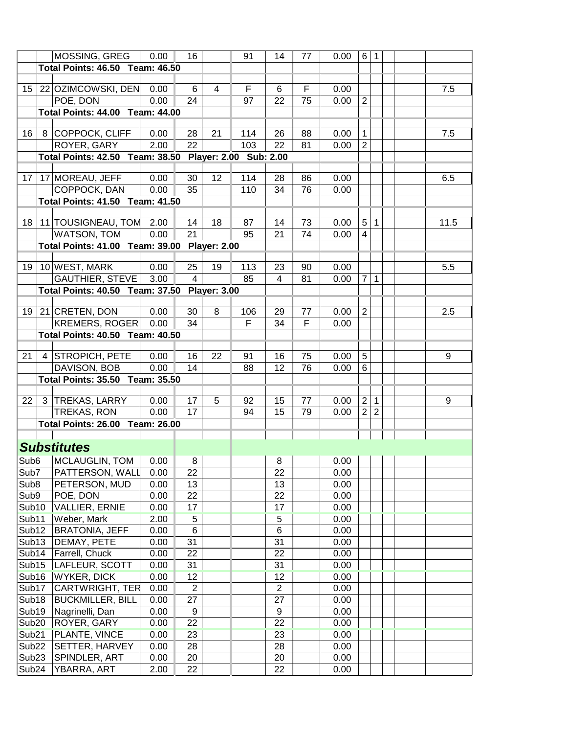| | | | | | | | | | | | | | | |
|---|---|---|---|---|---|---|---|---|---|---|---|---|---|---|
| | | MOSSING, GREG | 0.00 | 16 | | 91 | 14 | 77 | 0.00 | 6 | 1 | | | |
| | Total Points: 46.50 Team: 46.50 | | | | | | | | | | | | | |
| | | | | | | | | | | | | | | |
| 15 | 22 | OZIMCOWSKI, DEN | 0.00 | 6 | 4 | F | 6 | F | 0.00 | | | | | 7.5 |
| | | POE, DON | 0.00 | 24 | | 97 | 22 | 75 | 0.00 | 2 | | | | |
| | Total Points: 44.00 Team: 44.00 | | | | | | | | | | | | | |
| | | | | | | | | | | | | | | |
| 16 | 8 | COPPOCK, CLIFF | 0.00 | 28 | 21 | 114 | 26 | 88 | 0.00 | 1 | | | | 7.5 |
| | | ROYER, GARY | 2.00 | 22 | | 103 | 22 | 81 | 0.00 | 2 | | | | |
| | Total Points: 42.50 Team: 38.50 Player: 2.00 Sub: 2.00 | | | | | | | | | | | | | |
| | | | | | | | | | | | | | | |
| 17 | 17 | MOREAU, JEFF | 0.00 | 30 | 12 | 114 | 28 | 86 | 0.00 | | | | | 6.5 |
| | | COPPOCK, DAN | 0.00 | 35 | | 110 | 34 | 76 | 0.00 | | | | | |
| | Total Points: 41.50 Team: 41.50 | | | | | | | | | | | | | |
| | | | | | | | | | | | | | | |
| 18 | 11 | TOUSIGNEAU, TOM | 2.00 | 14 | 18 | 87 | 14 | 73 | 0.00 | 5 | 1 | | | 11.5 |
| | | WATSON, TOM | 0.00 | 21 | | 95 | 21 | 74 | 0.00 | 4 | | | | |
| | Total Points: 41.00 Team: 39.00 Player: 2.00 | | | | | | | | | | | | | |
| | | | | | | | | | | | | | | |
| 19 | 10 | WEST, MARK | 0.00 | 25 | 19 | 113 | 23 | 90 | 0.00 | | | | | 5.5 |
| | | GAUTHIER, STEVE | 3.00 | 4 | | 85 | 4 | 81 | 0.00 | 7 | 1 | | | |
| | Total Points: 40.50 Team: 37.50 Player: 3.00 | | | | | | | | | | | | | |
| | | | | | | | | | | | | | | |
| 19 | 21 | CRETEN, DON | 0.00 | 30 | 8 | 106 | 29 | 77 | 0.00 | 2 | | | | 2.5 |
| | | KREMERS, ROGER | 0.00 | 34 | | F | 34 | F | 0.00 | | | | | |
| | Total Points: 40.50 Team: 40.50 | | | | | | | | | | | | | |
| | | | | | | | | | | | | | | |
| 21 | 4 | STROPICH, PETE | 0.00 | 16 | 22 | 91 | 16 | 75 | 0.00 | 5 | | | | 9 |
| | | DAVISON, BOB | 0.00 | 14 | | 88 | 12 | 76 | 0.00 | 6 | | | | |
| | Total Points: 35.50 Team: 35.50 | | | | | | | | | | | | | |
| | | | | | | | | | | | | | | |
| 22 | 3 | TREKAS, LARRY | 0.00 | 17 | 5 | 92 | 15 | 77 | 0.00 | 2 | 1 | | | 9 |
| | | TREKAS, RON | 0.00 | 17 | | 94 | 15 | 79 | 0.00 | 2 | 2 | | | |
| | Total Points: 26.00 Team: 26.00 | | | | | | | | | | | | | |

## *Substitutes*

| | | | | | | | | | | | | |
|---|---|---|---|---|---|---|---|---|---|---|---|---|
| Sub6 | MCLAUGLIN, TOM | 0.00 | 8 | | | 8 | | 0.00 | | | | |
| Sub7 | PATTERSON, WALL | 0.00 | 22 | | | 22 | | 0.00 | | | | |
| Sub8 | PETERSON, MUD | 0.00 | 13 | | | 13 | | 0.00 | | | | |
| Sub9 | POE, DON | 0.00 | 22 | | | 22 | | 0.00 | | | | |
| Sub10 | VALLIER, ERNIE | 0.00 | 17 | | | 17 | | 0.00 | | | | |
| Sub11 | Weber, Mark | 2.00 | 5 | | | 5 | | 0.00 | | | | |
| Sub12 | BRATONIA, JEFF | 0.00 | 6 | | | 6 | | 0.00 | | | | |
| Sub13 | DEMAY, PETE | 0.00 | 31 | | | 31 | | 0.00 | | | | |
| Sub14 | Farrell, Chuck | 0.00 | 22 | | | 22 | | 0.00 | | | | |
| Sub15 | LAFLEUR, SCOTT | 0.00 | 31 | | | 31 | | 0.00 | | | | |
| Sub16 | WYKER, DICK | 0.00 | 12 | | | 12 | | 0.00 | | | | |
| Sub17 | CARTWRIGHT, TER | 0.00 | 2 | | | 2 | | 0.00 | | | | |
| Sub18 | BUCKMILLER, BILL | 0.00 | 27 | | | 27 | | 0.00 | | | | |
| Sub19 | Nagrinelli, Dan | 0.00 | 9 | | | 9 | | 0.00 | | | | |
| Sub20 | ROYER, GARY | 0.00 | 22 | | | 22 | | 0.00 | | | | |
| Sub21 | PLANTE, VINCE | 0.00 | 23 | | | 23 | | 0.00 | | | | |
| Sub22 | SETTER, HARVEY | 0.00 | 28 | | | 28 | | 0.00 | | | | |
| Sub23 | SPINDLER, ART | 0.00 | 20 | | | 20 | | 0.00 | | | | |
| Sub24 | YBARRA, ART | 2.00 | 22 | | | 22 | | 0.00 | | | | |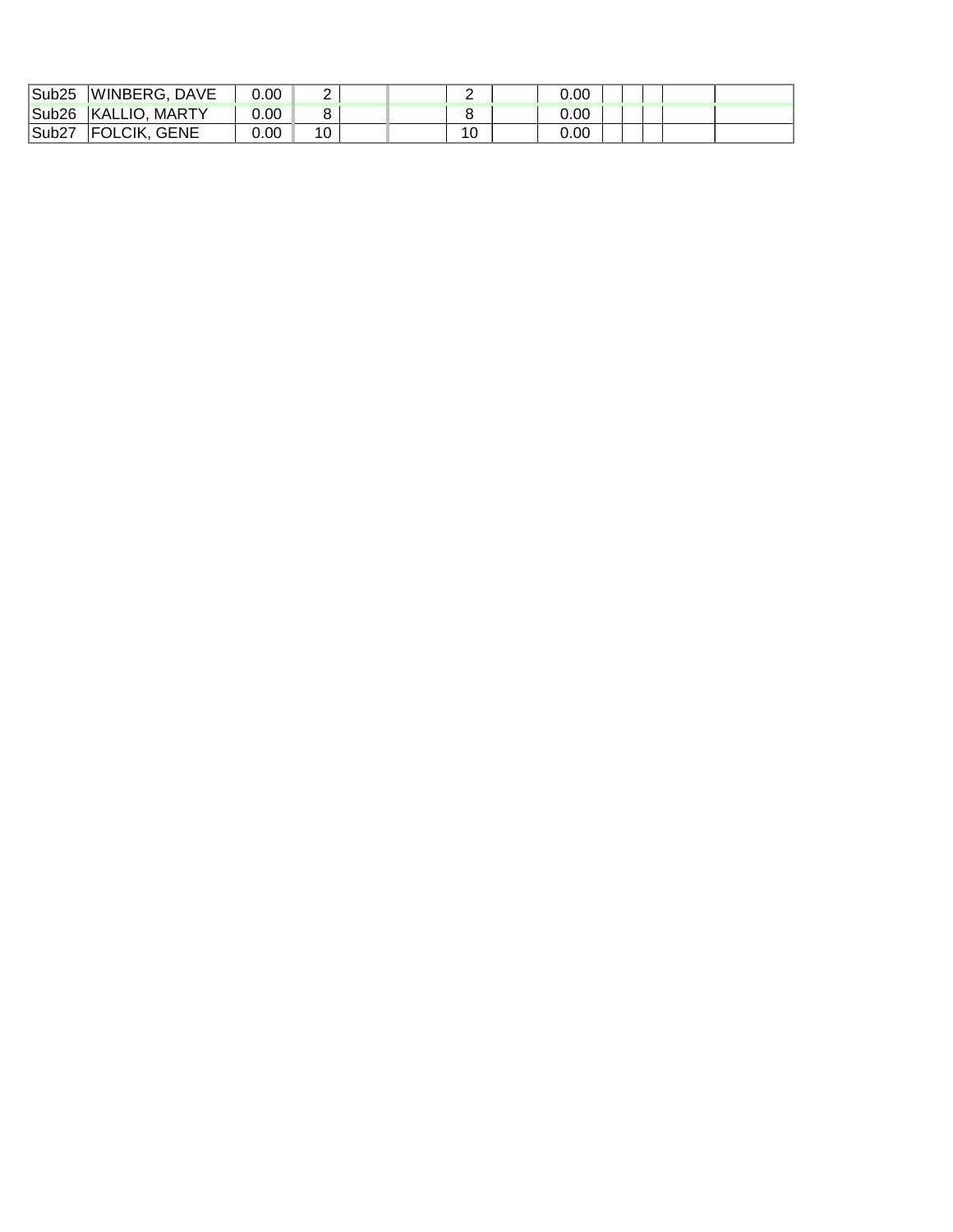| | | | | | | | | | | | | | |
|---|---|---|---|---|---|---|---|---|---|---|---|---|---|
| Sub25 | WINBERG, DAVE | 0.00 | 2 | | | 2 | | 0.00 | | | | | |
| Sub26 | KALLIO, MARTY | 0.00 | 8 | | | 8 | | 0.00 | | | | | |
| Sub27 | FOLCIK, GENE | 0.00 | 10 | | | 10 | | 0.00 | | | | | |